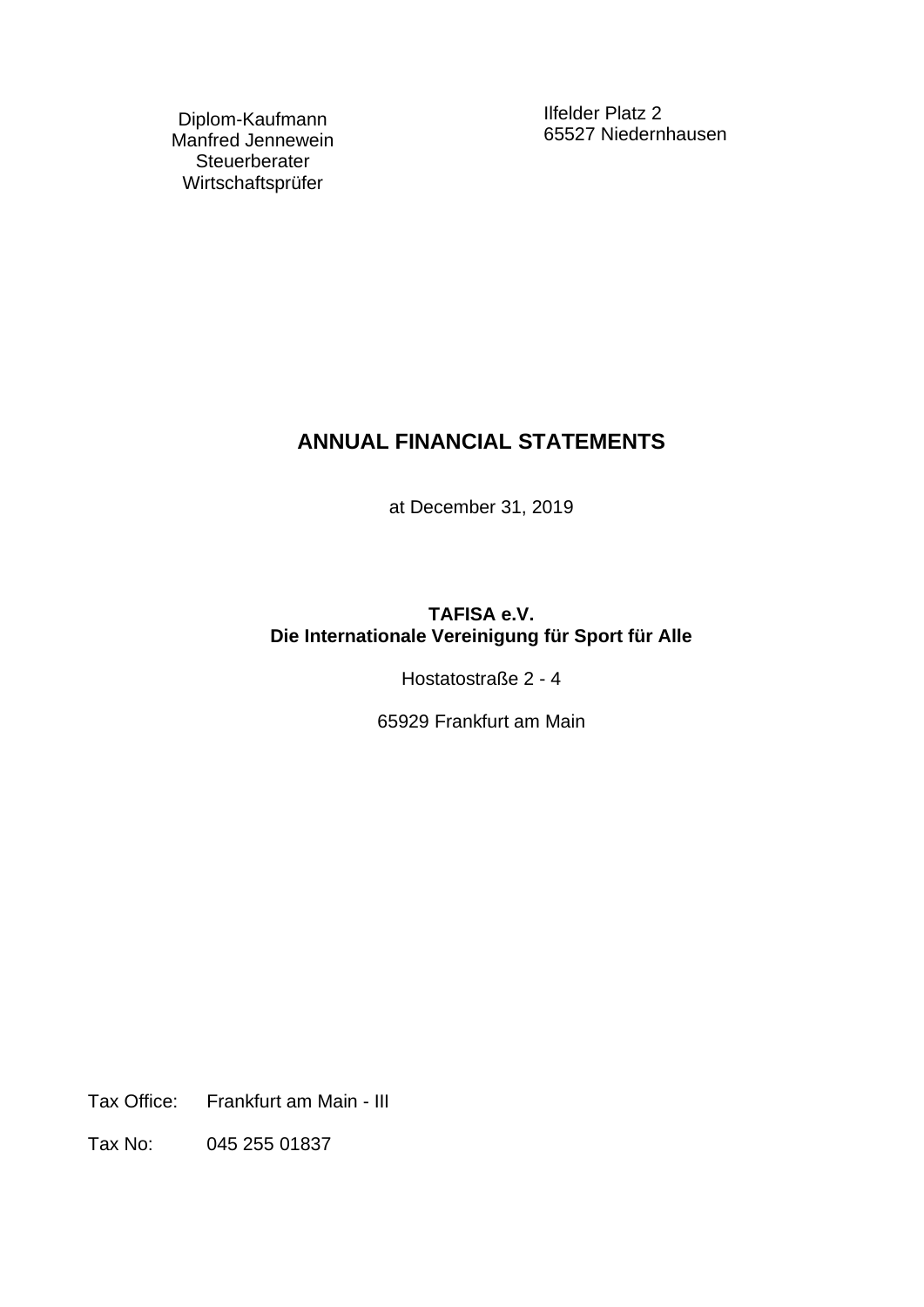Diplom-Kaufmann
Manfred Jennewein
Steuerberater
Wirtschaftsprüfer

Ilfelder Platz 2
65527 Niedernhausen

# ANNUAL FINANCIAL STATEMENTS

at December 31, 2019

**TAFISA e.V.**
**Die Internationale Vereinigung für Sport für Alle**

Hostatostraße 2 - 4

65929 Frankfurt am Main

Tax Office: Frankfurt am Main - III

Tax No: 045 255 01837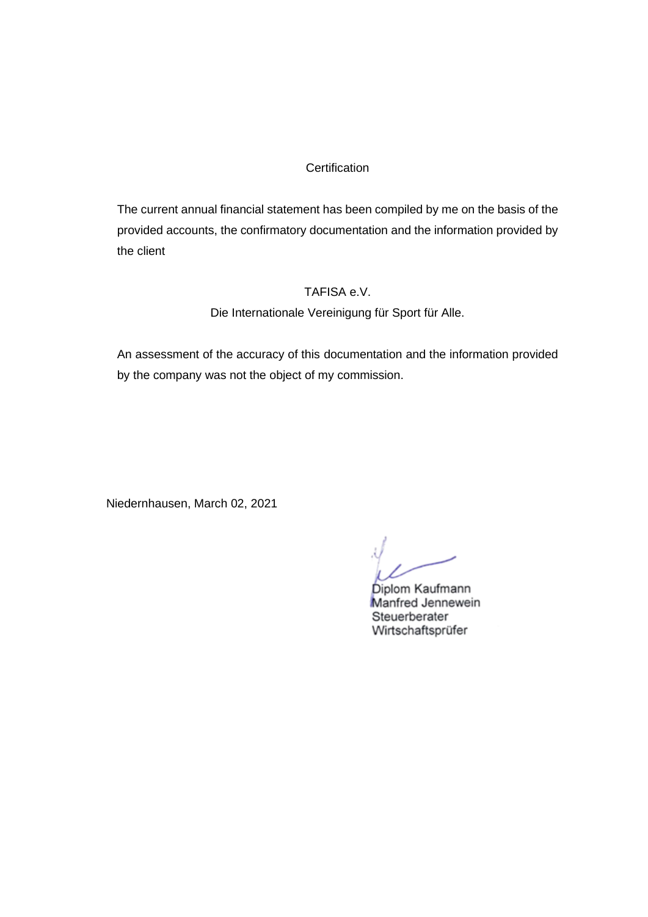# Certification

The current annual financial statement has been compiled by me on the basis of the provided accounts, the confirmatory documentation and the information provided by the client

TAFISA e.V.

Die Internationale Vereinigung für Sport für Alle.

An assessment of the accuracy of this documentation and the information provided by the company was not the object of my commission.

Niedernhausen, March 02, 2021

Diplom Kaufmann
Manfred Jennewein
Steuerberater
Wirtschaftsprüfer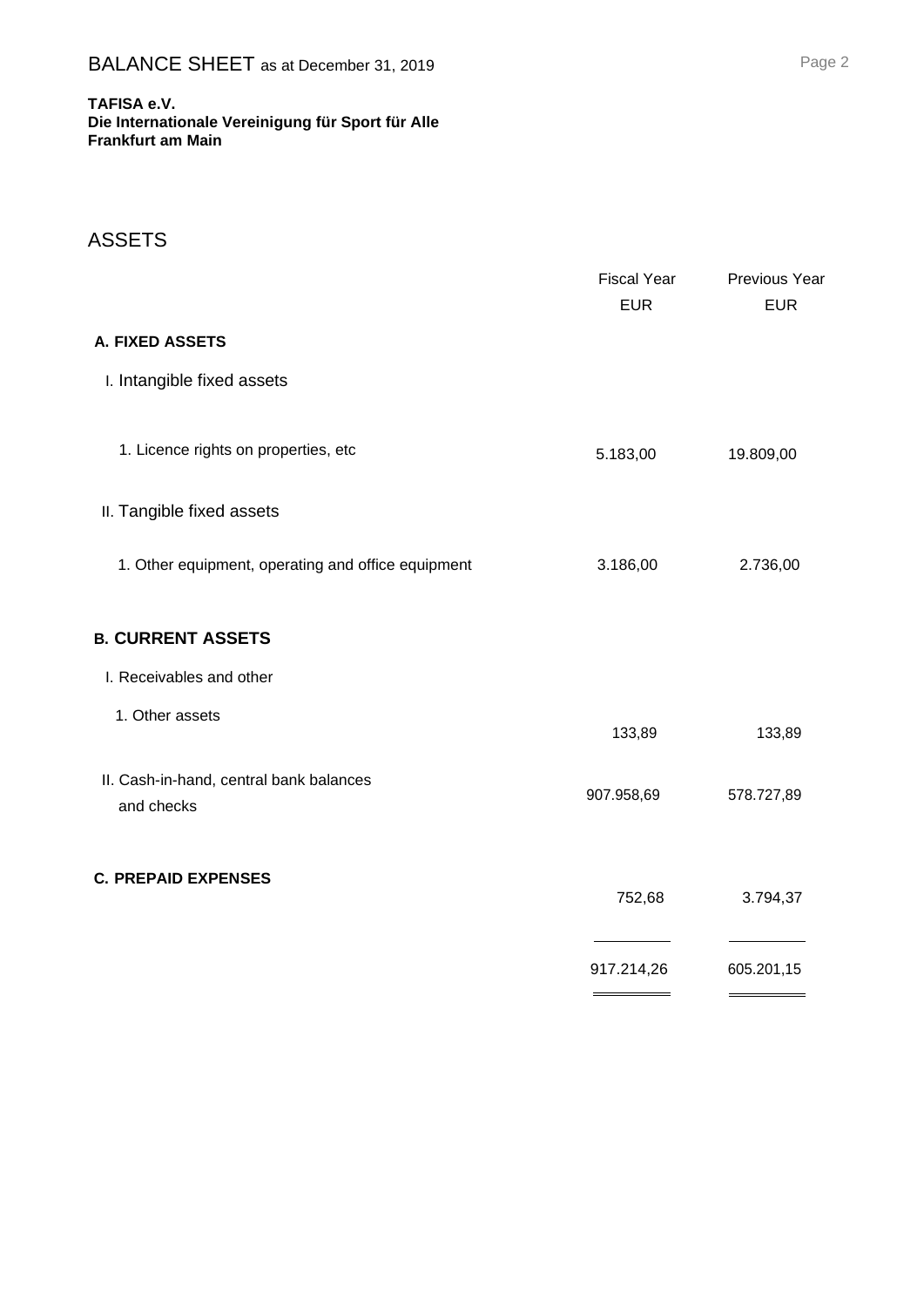# BALANCE SHEET as at December 31, 2019

**TAFISA e.V.**
**Die Internationale Vereinigung für Sport für Alle**
**Frankfurt am Main**

## ASSETS

| | Fiscal Year EUR | Previous Year EUR |
|---|---|---|
| **A. FIXED ASSETS** | | |
| I. Intangible fixed assets | | |
| 1. Licence rights on properties, etc | 5.183,00 | 19.809,00 |
| II. Tangible fixed assets | | |
| 1. Other equipment, operating and office equipment | 3.186,00 | 2.736,00 |
| **B. CURRENT ASSETS** | | |
| I. Receivables and other | | |
| 1. Other assets | 133,89 | 133,89 |
| II. Cash-in-hand, central bank balances and checks | 907.958,69 | 578.727,89 |
| **C. PREPAID EXPENSES** | 752,68 | 3.794,37 |
| | 917.214,26 | 605.201,15 |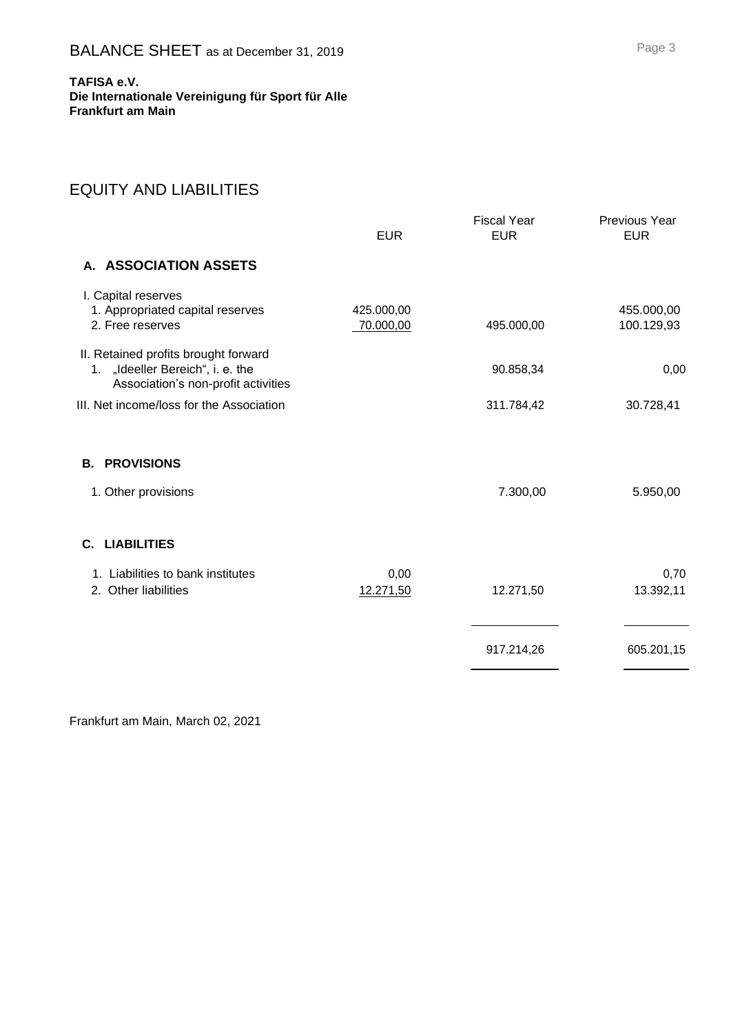# BALANCE SHEET as at December 31, 2019

**TAFISA e.V.**
**Die Internationale Vereinigung für Sport für Alle**
**Frankfurt am Main**

## EQUITY AND LIABILITIES

| | EUR | Fiscal Year EUR | Previous Year EUR |
|---|---|---|---|
| **A. ASSOCIATION ASSETS** | | | |
| I. Capital reserves | | | |
| 1. Appropriated capital reserves | 425.000,00 | | 455.000,00 |
| 2. Free reserves | 70.000,00 | 495.000,00 | 100.129,93 |
| II. Retained profits brought forward | | | |
| 1. „Ideeller Bereich", i. e. the Association's non-profit activities | | 90.858,34 | 0,00 |
| III. Net income/loss for the Association | | 311.784,42 | 30.728,41 |
| **B. PROVISIONS** | | | |
| 1. Other provisions | | 7.300,00 | 5.950,00 |
| **C. LIABILITIES** | | | |
| 1. Liabilities to bank institutes | 0,00 | | 0,70 |
| 2. Other liabilities | 12.271,50 | 12.271,50 | 13.392,11 |
| | | 917.214,26 | 605.201,15 |

Frankfurt am Main, March 02, 2021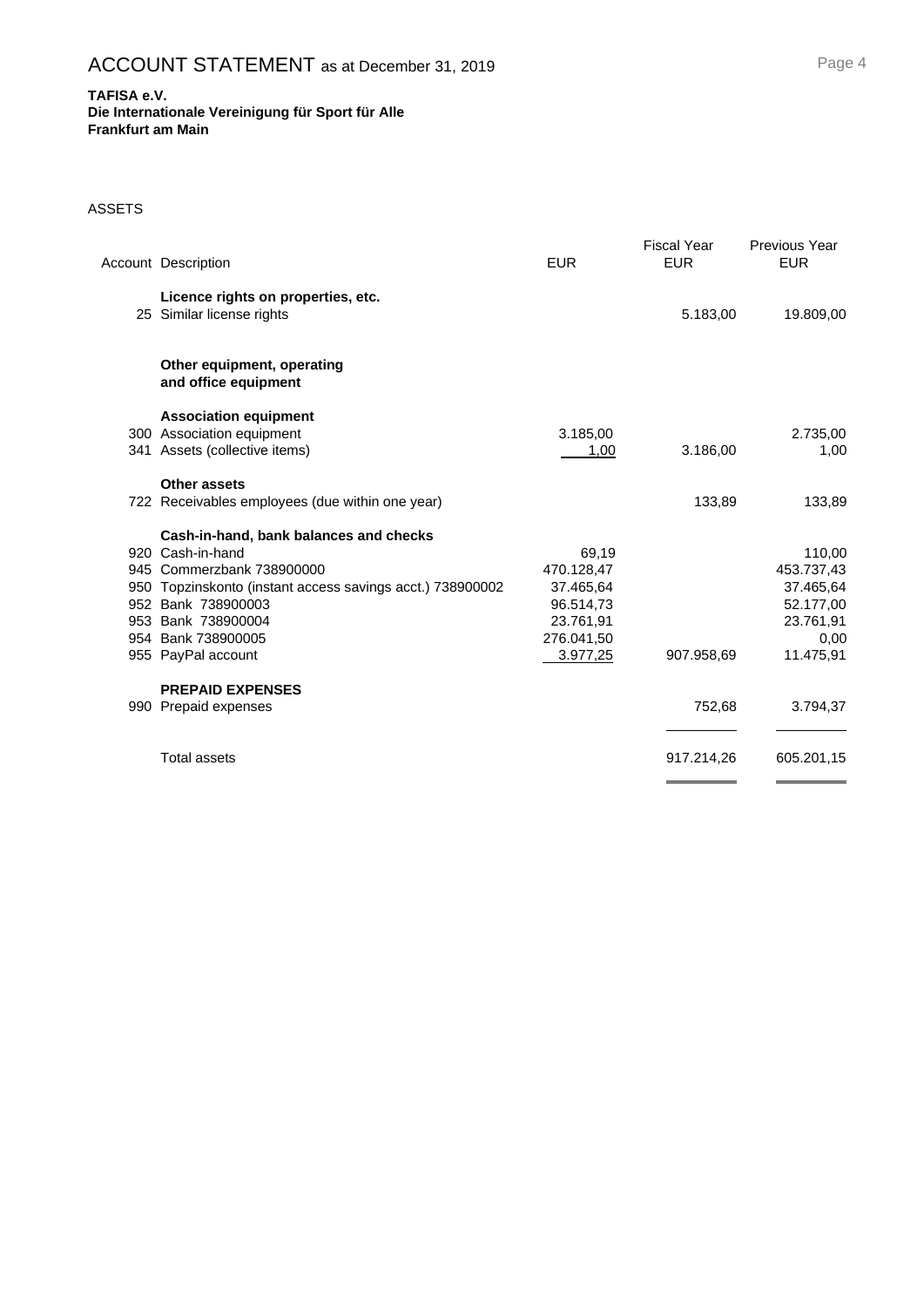# ACCOUNT STATEMENT as at December 31, 2019

**TAFISA e.V.**
**Die Internationale Vereinigung für Sport für Alle**
**Frankfurt am Main**

ASSETS

| Account | Description | EUR | Fiscal Year EUR | Previous Year EUR |
|---|---|---|---|---|
| | **Licence rights on properties, etc.** | | | |
| 25 | Similar license rights | | 5.183,00 | 19.809,00 |
| | **Other equipment, operating and office equipment** | | | |
| | **Association equipment** | | | |
| 300 | Association equipment | 3.185,00 | | 2.735,00 |
| 341 | Assets (collective items) | 1,00 | 3.186,00 | 1,00 |
| | **Other assets** | | | |
| 722 | Receivables employees (due within one year) | | 133,89 | 133,89 |
| | **Cash-in-hand, bank balances and checks** | | | |
| 920 | Cash-in-hand | 69,19 | | 110,00 |
| 945 | Commerzbank 738900000 | 470.128,47 | | 453.737,43 |
| 950 | Topzinskonto (instant access savings acct.) 738900002 | 37.465,64 | | 37.465,64 |
| 952 | Bank 738900003 | 96.514,73 | | 52.177,00 |
| 953 | Bank 738900004 | 23.761,91 | | 23.761,91 |
| 954 | Bank 738900005 | 276.041,50 | | 0,00 |
| 955 | PayPal account | 3.977,25 | 907.958,69 | 11.475,91 |
| | **PREPAID EXPENSES** | | | |
| 990 | Prepaid expenses | | 752,68 | 3.794,37 |
| | Total assets | | 917.214,26 | 605.201,15 |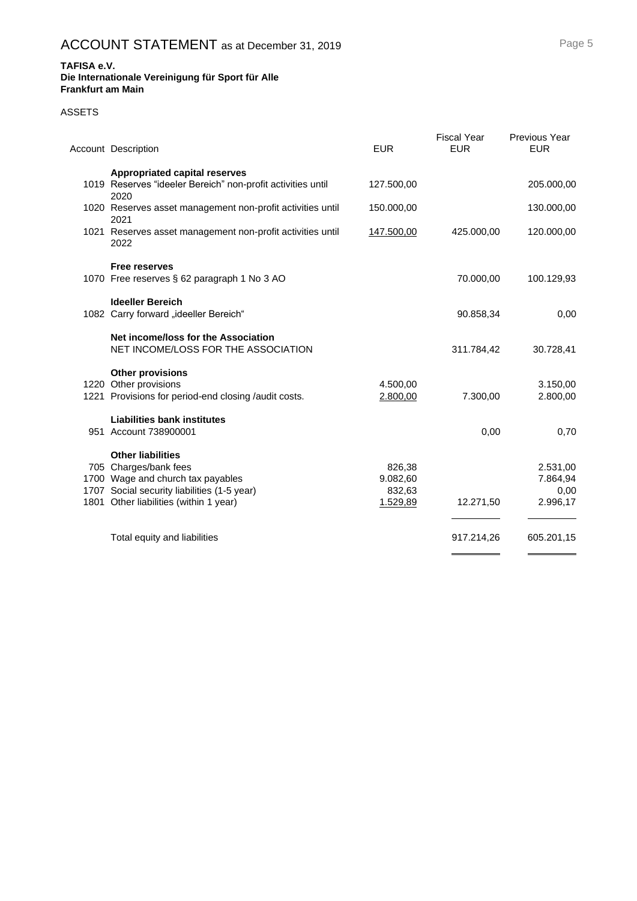# ACCOUNT STATEMENT as at December 31, 2019

**TAFISA e.V.**
**Die Internationale Vereinigung für Sport für Alle**
**Frankfurt am Main**

ASSETS

| Account | Description | EUR | Fiscal Year EUR | Previous Year EUR |
|---|---|---|---|---|
| | **Appropriated capital reserves** | | | |
| 1019 | Reserves "ideeler Bereich" non-profit activities until 2020 | 127.500,00 | | 205.000,00 |
| 1020 | Reserves asset management non-profit activities until 2021 | 150.000,00 | | 130.000,00 |
| 1021 | Reserves asset management non-profit activities until 2022 | 147.500,00 | 425.000,00 | 120.000,00 |
| | **Free reserves** | | | |
| 1070 | Free reserves § 62 paragraph 1 No 3 AO | | 70.000,00 | 100.129,93 |
| | **Ideeller Bereich** | | | |
| 1082 | Carry forward „ideeller Bereich" | | 90.858,34 | 0,00 |
| | **Net income/loss for the Association** | | | |
| | NET INCOME/LOSS FOR THE ASSOCIATION | | 311.784,42 | 30.728,41 |
| | **Other provisions** | | | |
| 1220 | Other provisions | 4.500,00 | | 3.150,00 |
| 1221 | Provisions for period-end closing /audit costs. | 2.800,00 | 7.300,00 | 2.800,00 |
| | **Liabilities bank institutes** | | | |
| 951 | Account 738900001 | | 0,00 | 0,70 |
| | **Other liabilities** | | | |
| 705 | Charges/bank fees | 826,38 | | 2.531,00 |
| 1700 | Wage and church tax payables | 9.082,60 | | 7.864,94 |
| 1707 | Social security liabilities (1-5 year) | 832,63 | | 0,00 |
| 1801 | Other liabilities (within 1 year) | 1.529,89 | 12.271,50 | 2.996,17 |
| | Total equity and liabilities | | 917.214,26 | 605.201,15 |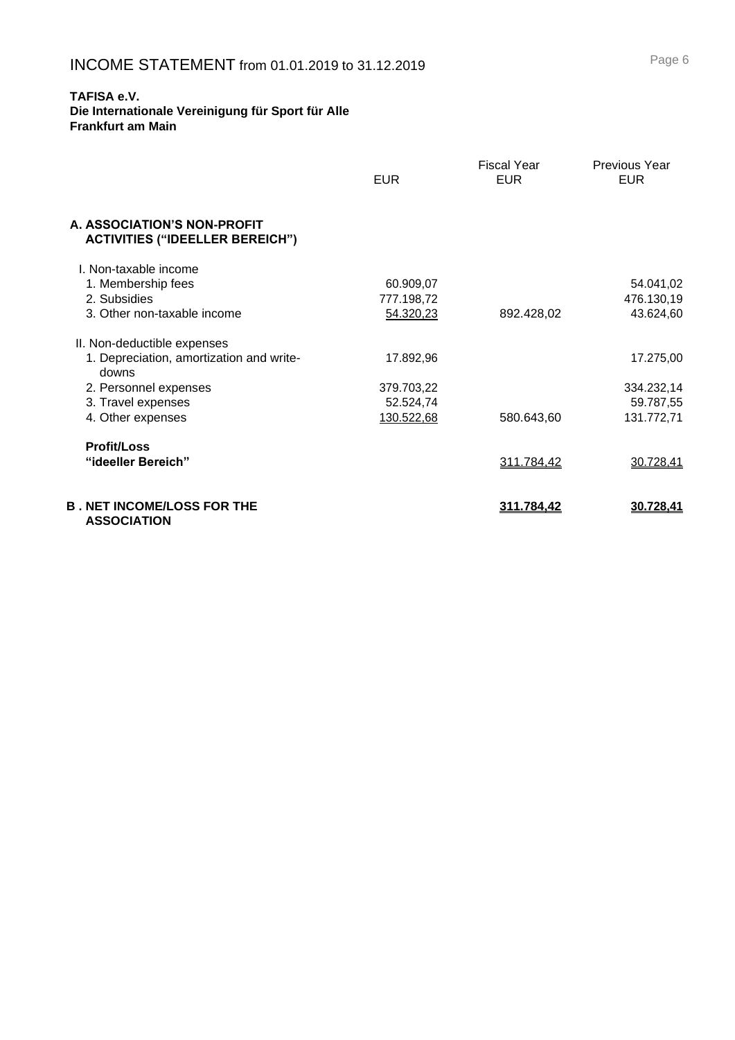# INCOME STATEMENT from 01.01.2019 to 31.12.2019

**TAFISA e.V.**
**Die Internationale Vereinigung für Sport für Alle**
**Frankfurt am Main**

| | EUR | Fiscal Year EUR | Previous Year EUR |
|---|---|---|---|
| **A. ASSOCIATION'S NON-PROFIT ACTIVITIES ("IDEELLER BEREICH")** | | | |
| I. Non-taxable income | | | |
| 1. Membership fees | 60.909,07 | | 54.041,02 |
| 2. Subsidies | 777.198,72 | | 476.130,19 |
| 3. Other non-taxable income | 54.320,23 | 892.428,02 | 43.624,60 |
| II. Non-deductible expenses | | | |
| 1. Depreciation, amortization and write-downs | 17.892,96 | | 17.275,00 |
| 2. Personnel expenses | 379.703,22 | | 334.232,14 |
| 3. Travel expenses | 52.524,74 | | 59.787,55 |
| 4. Other expenses | 130.522,68 | 580.643,60 | 131.772,71 |
| **Profit/Loss "ideeller Bereich"** | | 311.784,42 | 30.728,41 |
| **B. NET INCOME/LOSS FOR THE ASSOCIATION** | | **311.784,42** | **30.728,41** |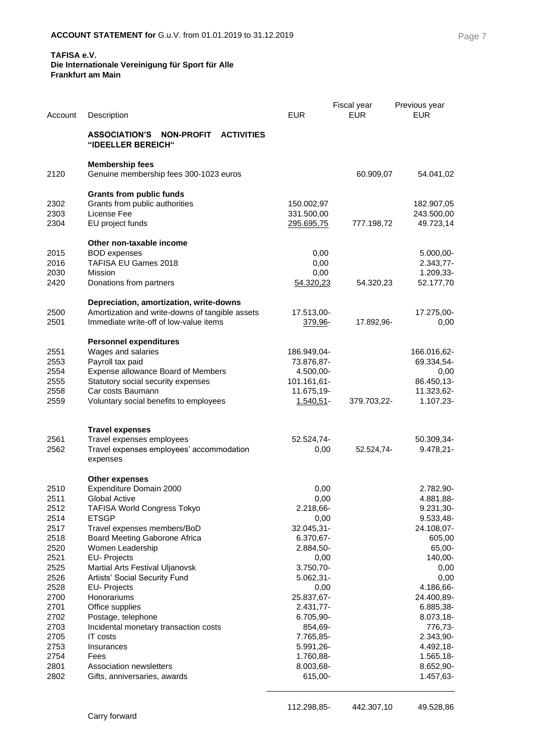**ACCOUNT STATEMENT for** G.u.V. from 01.01.2019 to 31.12.2019

**TAFISA e.V.**
**Die Internationale Vereinigung für Sport für Alle**
**Frankfurt am Main**

| Account | Description | EUR | Fiscal year EUR | Previous year EUR |
|---|---|---|---|---|
| | **ASSOCIATION'S NON-PROFIT ACTIVITIES "IDEELLER BEREICH"** | | | |
| | **Membership fees** | | | |
| 2120 | Genuine membership fees 300-1023 euros | | 60.909,07 | 54.041,02 |
| | **Grants from public funds** | | | |
| 2302 | Grants from public authorities | 150.002,97 | | 182.907,05 |
| 2303 | License Fee | 331.500,00 | | 243.500,00 |
| 2304 | EU project funds | 295.695,75 | 777.198,72 | 49.723,14 |
| | **Other non-taxable income** | | | |
| 2015 | BOD expenses | 0,00 | | 5.000,00- |
| 2016 | TAFISA EU Games 2018 | 0,00 | | 2.343,77- |
| 2030 | Mission | 0,00 | | 1.209,33- |
| 2420 | Donations from partners | 54.320,23 | 54.320,23 | 52.177,70 |
| | **Depreciation, amortization, write-downs** | | | |
| 2500 | Amortization and write-downs of tangible assets | 17.513,00- | | 17.275,00- |
| 2501 | Immediate write-off of low-value items | 379,96- | 17.892,96- | 0,00 |
| | **Personnel expenditures** | | | |
| 2551 | Wages and salaries | 186.949,04- | | 166.016,62- |
| 2553 | Payroll tax paid | 73.876,87- | | 69.334,54- |
| 2554 | Expense allowance Board of Members | 4.500,00- | | 0,00 |
| 2555 | Statutory social security expenses | 101.161,61- | | 86.450,13- |
| 2558 | Car costs Baumann | 11.675,19- | | 11.323,62- |
| 2559 | Voluntary social benefits to employees | 1.540,51- | 379.703,22- | 1.107,23- |
| | **Travel expenses** | | | |
| 2561 | Travel expenses employees | 52.524,74- | | 50.309,34- |
| 2562 | Travel expenses employees' accommodation expenses | 0,00 | 52.524,74- | 9.478,21- |
| | **Other expenses** | | | |
| 2510 | Expenditure Domain 2000 | 0,00 | | 2.782,90- |
| 2511 | Global Active | 0,00 | | 4.881,88- |
| 2512 | TAFISA World Congress Tokyo | 2.218,66- | | 9.231,30- |
| 2514 | ETSGP | 0,00 | | 9.533,48- |
| 2517 | Travel expenses members/BoD | 32.045,31- | | 24.108,07- |
| 2518 | Board Meeting Gaborone Africa | 6.370,67- | | 605,00 |
| 2520 | Women Leadership | 2.884,50- | | 65,00- |
| 2521 | EU- Projects | 0,00 | | 140,00- |
| 2525 | Martial Arts Festival Uljanovsk | 3.750,70- | | 0,00 |
| 2526 | Artists' Social Security Fund | 5.062,31- | | 0,00 |
| 2528 | EU- Projects | 0,00 | | 4.186,66- |
| 2700 | Honorariums | 25.837,67- | | 24.400,89- |
| 2701 | Office supplies | 2.431,77- | | 6.885,38- |
| 2702 | Postage, telephone | 6.705,90- | | 8.073,18- |
| 2703 | Incidental monetary transaction costs | 854,69- | | 776,73- |
| 2705 | IT costs | 7.765,85- | | 2.343,90- |
| 2753 | Insurances | 5.991,26- | | 4.492,18- |
| 2754 | Fees | 1.760,88- | | 1.565,18- |
| 2801 | Association newsletters | 8.003,68- | | 8.652,90- |
| 2802 | Gifts, anniversaries, awards | 615,00- | | 1.457,63- |
| | Carry forward | 112.298,85- | 442.307,10 | 49.528,86 |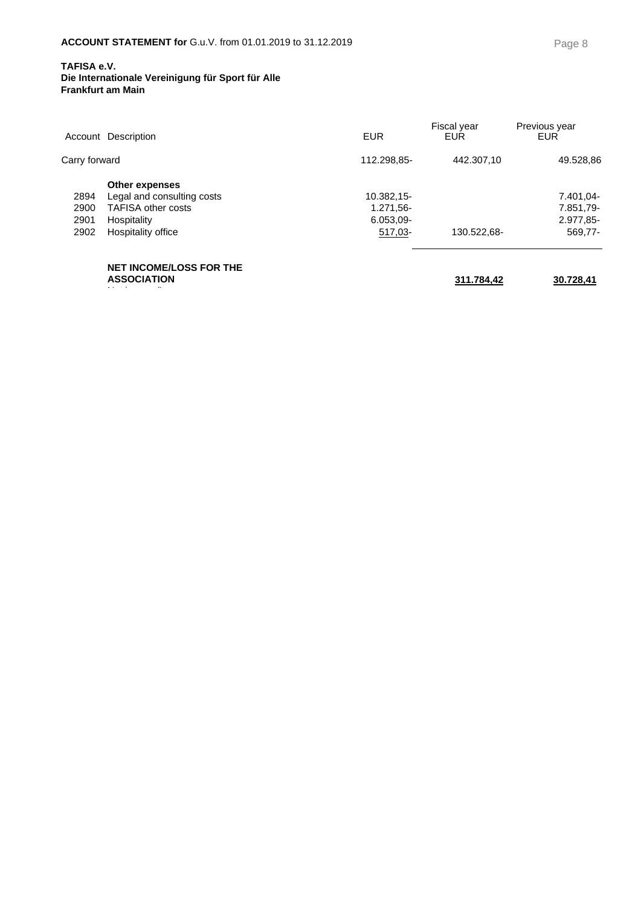**ACCOUNT STATEMENT for** G.u.V. from 01.01.2019 to 31.12.2019

**TAFISA e.V.**
**Die Internationale Vereinigung für Sport für Alle**
**Frankfurt am Main**

| Account | Description | EUR | Fiscal year EUR | Previous year EUR |
|---|---|---|---|---|
| Carry forward | | 112.298,85- | 442.307,10 | 49.528,86 |
| | **Other expenses** | | | |
| 2894 | Legal and consulting costs | 10.382,15- | | 7.401,04- |
| 2900 | TAFISA other costs | 1.271,56- | | 7.851,79- |
| 2901 | Hospitality | 6.053,09- | | 2.977,85- |
| 2902 | Hospitality office | 517,03- | 130.522,68- | 569,77- |
| | **NET INCOME/LOSS FOR THE ASSOCIATION** | | **311.784,42** | **30.728,41** |